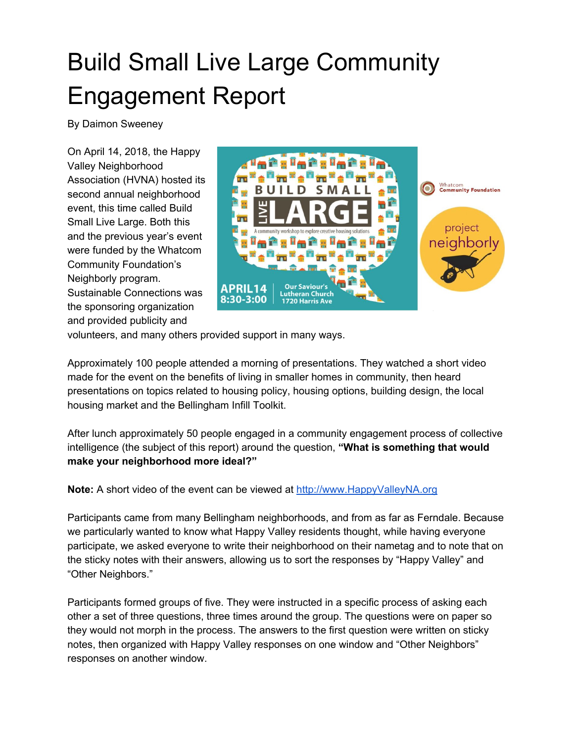# Build Small Live Large Community Engagement Report

By Daimon Sweeney

On April 14, 2018, the Happy Valley Neighborhood Association (HVNA) hosted its second annual neighborhood event, this time called Build Small Live Large. Both this and the previous year's event were funded by the Whatcom Community Foundation's Neighborly program. Sustainable Connections was the sponsoring organization and provided publicity and volunteers, and many others provided support in many ways.

Approximately 100 people attended a morning of presentations. They watched a short video made for the event on the benefits of living in smaller homes in community, then heard presentations on topics related to housing policy, housing options, building design, the local housing market and the Bellingham Infill Toolkit.

After lunch approximately 50 people engaged in a community engagement process of collective intelligence (the subject of this report) around the question, **"What is something that would make your neighborhood more ideal?"**

**Note:** A short video of the event can be viewed at [http://www.HappyValleyNA.org](http://www.HappyValleyNA.org)

Participants came from many Bellingham neighborhoods, and from as far as Ferndale. Because we particularly wanted to know what Happy Valley residents thought, while having everyone participate, we asked everyone to write their neighborhood on their nametag and to note that on the sticky notes with their answers, allowing us to sort the responses by "Happy Valley" and "Other Neighbors."

Participants formed groups of five. They were instructed in a specific process of asking each other a set of three questions, three times around the group. The questions were on paper so they would not morph in the process. The answers to the first question were written on sticky notes, then organized with Happy Valley responses on one window and "Other Neighbors" responses on another window.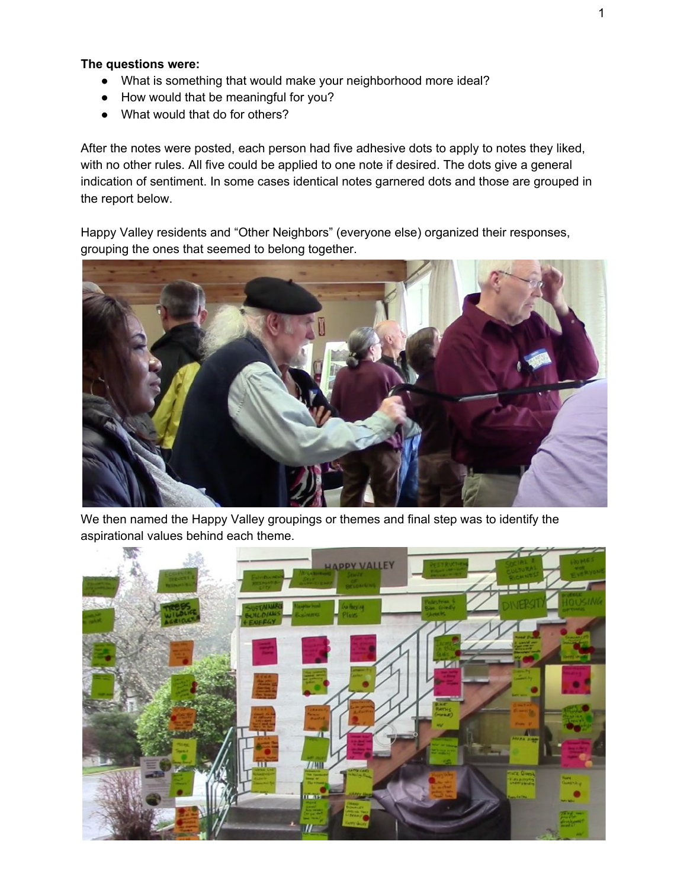**The questions were:**

- What is something that would make your neighborhood more ideal?
- How would that be meaningful for you?
- What would that do for others?

After the notes were posted, each person had five adhesive dots to apply to notes they liked, with no other rules. All five could be applied to one note if desired. The dots give a general indication of sentiment. In some cases identical notes garnered dots and those are grouped in the report below.

Happy Valley residents and "Other Neighbors" (everyone else) organized their responses, grouping the ones that seemed to belong together.

We then named the Happy Valley groupings or themes and final step was to identify the aspirational values behind each theme.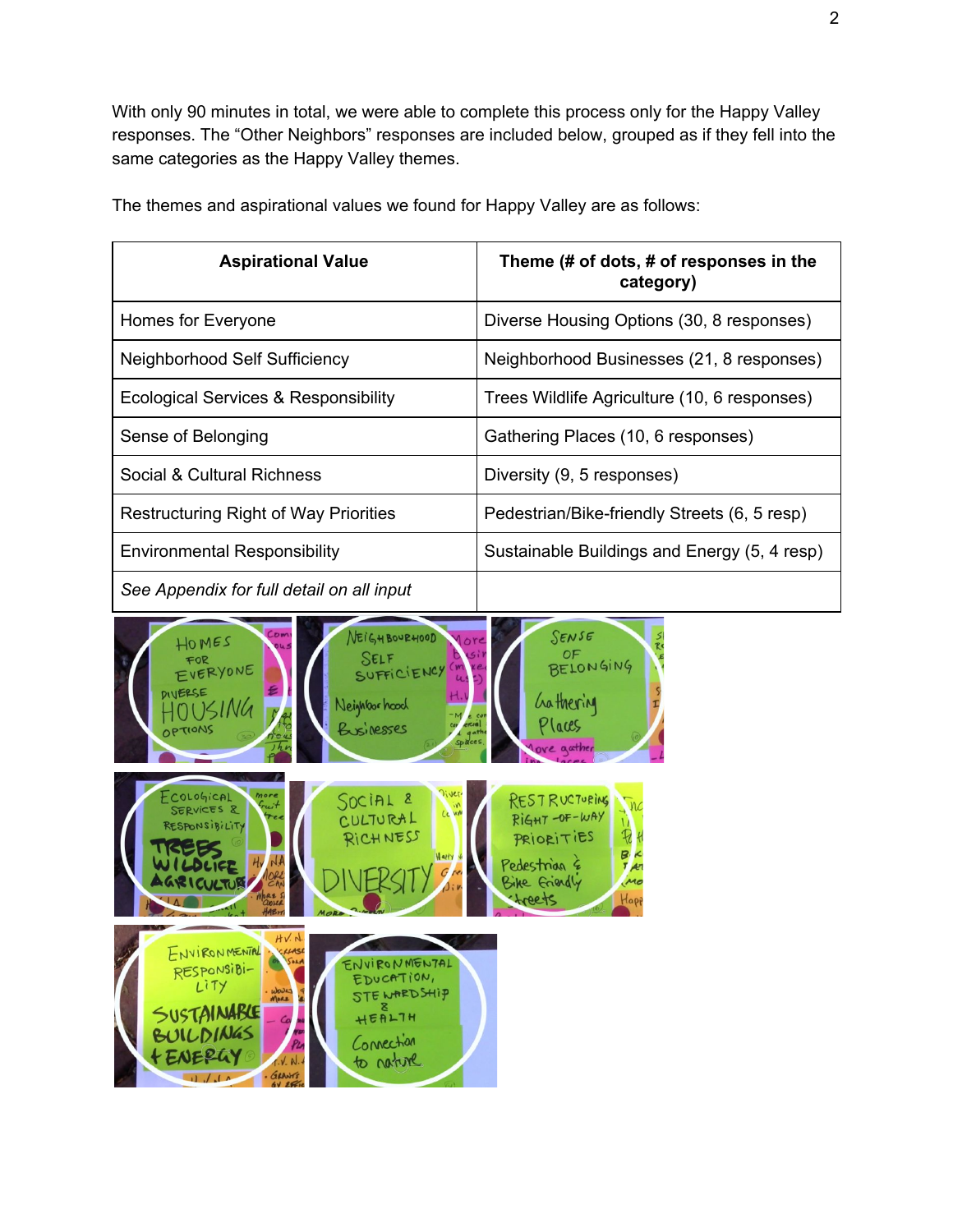With only 90 minutes in total, we were able to complete this process only for the Happy Valley responses. The “Other Neighbors” responses are included below, grouped as if they fell into the same categories as the Happy Valley themes.

The themes and aspirational values we found for Happy Valley are as follows:

| Aspirational Value | Theme (# of dots, # of responses in the category) |
|---|---|
| Homes for Everyone | Diverse Housing Options (30, 8 responses) |
| Neighborhood Self Sufficiency | Neighborhood Businesses (21, 8 responses) |
| Ecological Services & Responsibility | Trees Wildlife Agriculture (10, 6 responses) |
| Sense of Belonging | Gathering Places (10, 6 responses) |
| Social & Cultural Richness | Diversity (9, 5 responses) |
| Restructuring Right of Way Priorities | Pedestrian/Bike-friendly Streets (6, 5 resp) |
| Environmental Responsibility | Sustainable Buildings and Energy (5, 4 resp) |
| *See Appendix for full detail on all input* | |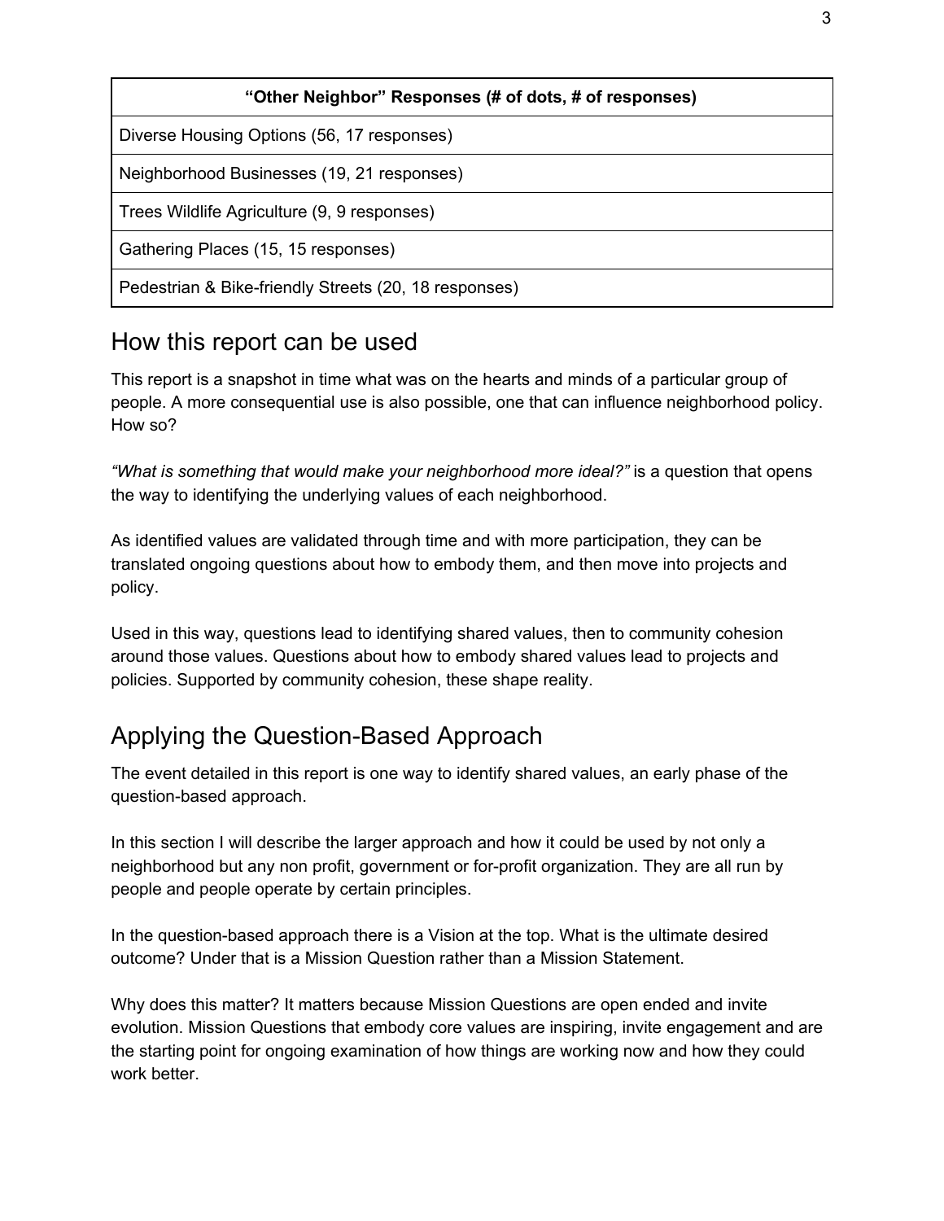| “Other Neighbor” Responses (# of dots, # of responses) |
| --- |
| Diverse Housing Options (56, 17 responses) |
| Neighborhood Businesses (19, 21 responses) |
| Trees Wildlife Agriculture (9, 9 responses) |
| Gathering Places (15, 15 responses) |
| Pedestrian & Bike-friendly Streets (20, 18 responses) |

## How this report can be used

This report is a snapshot in time what was on the hearts and minds of a particular group of people. A more consequential use is also possible, one that can influence neighborhood policy. How so?

*“What is something that would make your neighborhood more ideal?”* is a question that opens the way to identifying the underlying values of each neighborhood.

As identified values are validated through time and with more participation, they can be translated ongoing questions about how to embody them, and then move into projects and policy.

Used in this way, questions lead to identifying shared values, then to community cohesion around those values. Questions about how to embody shared values lead to projects and policies. Supported by community cohesion, these shape reality.

## Applying the Question-Based Approach

The event detailed in this report is one way to identify shared values, an early phase of the question-based approach.

In this section I will describe the larger approach and how it could be used by not only a neighborhood but any non profit, government or for-profit organization. They are all run by people and people operate by certain principles.

In the question-based approach there is a Vision at the top. What is the ultimate desired outcome? Under that is a Mission Question rather than a Mission Statement.

Why does this matter? It matters because Mission Questions are open ended and invite evolution. Mission Questions that embody core values are inspiring, invite engagement and are the starting point for ongoing examination of how things are working now and how they could work better.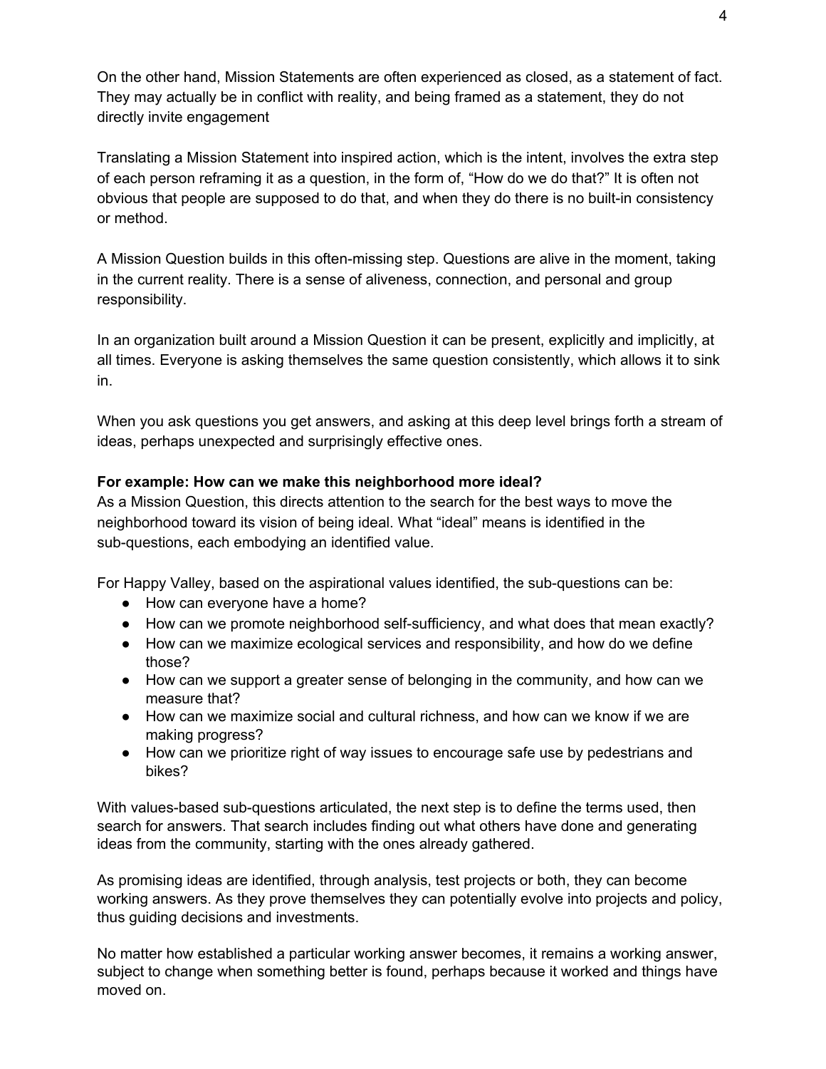On the other hand, Mission Statements are often experienced as closed, as a statement of fact. They may actually be in conflict with reality, and being framed as a statement, they do not directly invite engagement

Translating a Mission Statement into inspired action, which is the intent, involves the extra step of each person reframing it as a question, in the form of, "How do we do that?" It is often not obvious that people are supposed to do that, and when they do there is no built-in consistency or method.

A Mission Question builds in this often-missing step. Questions are alive in the moment, taking in the current reality. There is a sense of aliveness, connection, and personal and group responsibility.

In an organization built around a Mission Question it can be present, explicitly and implicitly, at all times. Everyone is asking themselves the same question consistently, which allows it to sink in.

When you ask questions you get answers, and asking at this deep level brings forth a stream of ideas, perhaps unexpected and surprisingly effective ones.

**For example: How can we make this neighborhood more ideal?**
As a Mission Question, this directs attention to the search for the best ways to move the neighborhood toward its vision of being ideal. What "ideal" means is identified in the sub-questions, each embodying an identified value.

For Happy Valley, based on the aspirational values identified, the sub-questions can be:

- How can everyone have a home?
- How can we promote neighborhood self-sufficiency, and what does that mean exactly?
- How can we maximize ecological services and responsibility, and how do we define those?
- How can we support a greater sense of belonging in the community, and how can we measure that?
- How can we maximize social and cultural richness, and how can we know if we are making progress?
- How can we prioritize right of way issues to encourage safe use by pedestrians and bikes?

With values-based sub-questions articulated, the next step is to define the terms used, then search for answers. That search includes finding out what others have done and generating ideas from the community, starting with the ones already gathered.

As promising ideas are identified, through analysis, test projects or both, they can become working answers. As they prove themselves they can potentially evolve into projects and policy, thus guiding decisions and investments.

No matter how established a particular working answer becomes, it remains a working answer, subject to change when something better is found, perhaps because it worked and things have moved on.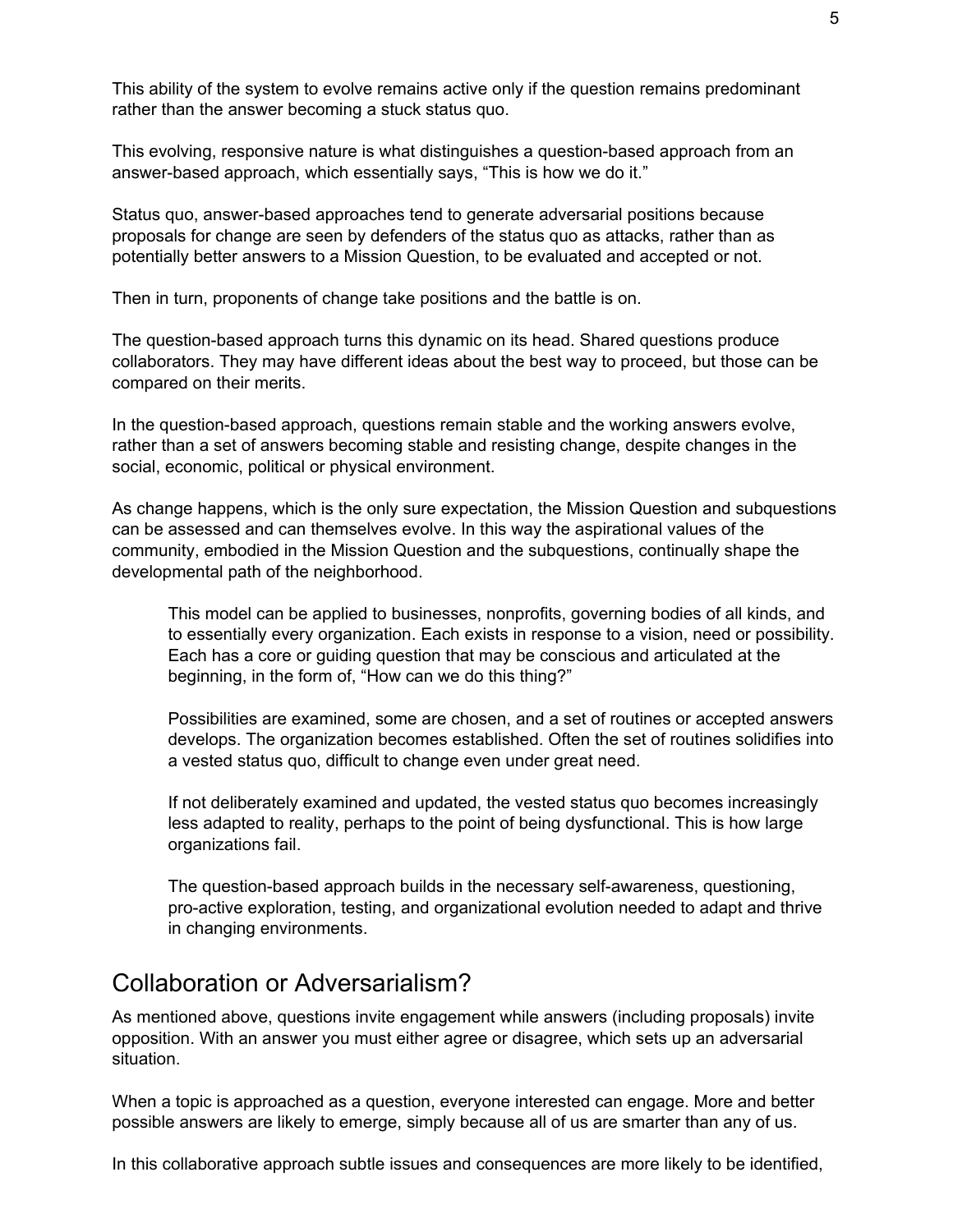This ability of the system to evolve remains active only if the question remains predominant rather than the answer becoming a stuck status quo.

This evolving, responsive nature is what distinguishes a question-based approach from an answer-based approach, which essentially says, “This is how we do it.”

Status quo, answer-based approaches tend to generate adversarial positions because proposals for change are seen by defenders of the status quo as attacks, rather than as potentially better answers to a Mission Question, to be evaluated and accepted or not.

Then in turn, proponents of change take positions and the battle is on.

The question-based approach turns this dynamic on its head. Shared questions produce collaborators. They may have different ideas about the best way to proceed, but those can be compared on their merits.

In the question-based approach, questions remain stable and the working answers evolve, rather than a set of answers becoming stable and resisting change, despite changes in the social, economic, political or physical environment.

As change happens, which is the only sure expectation, the Mission Question and subquestions can be assessed and can themselves evolve. In this way the aspirational values of the community, embodied in the Mission Question and the subquestions, continually shape the developmental path of the neighborhood.

> This model can be applied to businesses, nonprofits, governing bodies of all kinds, and to essentially every organization. Each exists in response to a vision, need or possibility. Each has a core or guiding question that may be conscious and articulated at the beginning, in the form of, “How can we do this thing?”
>
> Possibilities are examined, some are chosen, and a set of routines or accepted answers develops. The organization becomes established. Often the set of routines solidifies into a vested status quo, difficult to change even under great need.
>
> If not deliberately examined and updated, the vested status quo becomes increasingly less adapted to reality, perhaps to the point of being dysfunctional. This is how large organizations fail.
>
> The question-based approach builds in the necessary self-awareness, questioning, pro-active exploration, testing, and organizational evolution needed to adapt and thrive in changing environments.

## Collaboration or Adversarialism?

As mentioned above, questions invite engagement while answers (including proposals) invite opposition. With an answer you must either agree or disagree, which sets up an adversarial situation.

When a topic is approached as a question, everyone interested can engage. More and better possible answers are likely to emerge, simply because all of us are smarter than any of us.

In this collaborative approach subtle issues and consequences are more likely to be identified,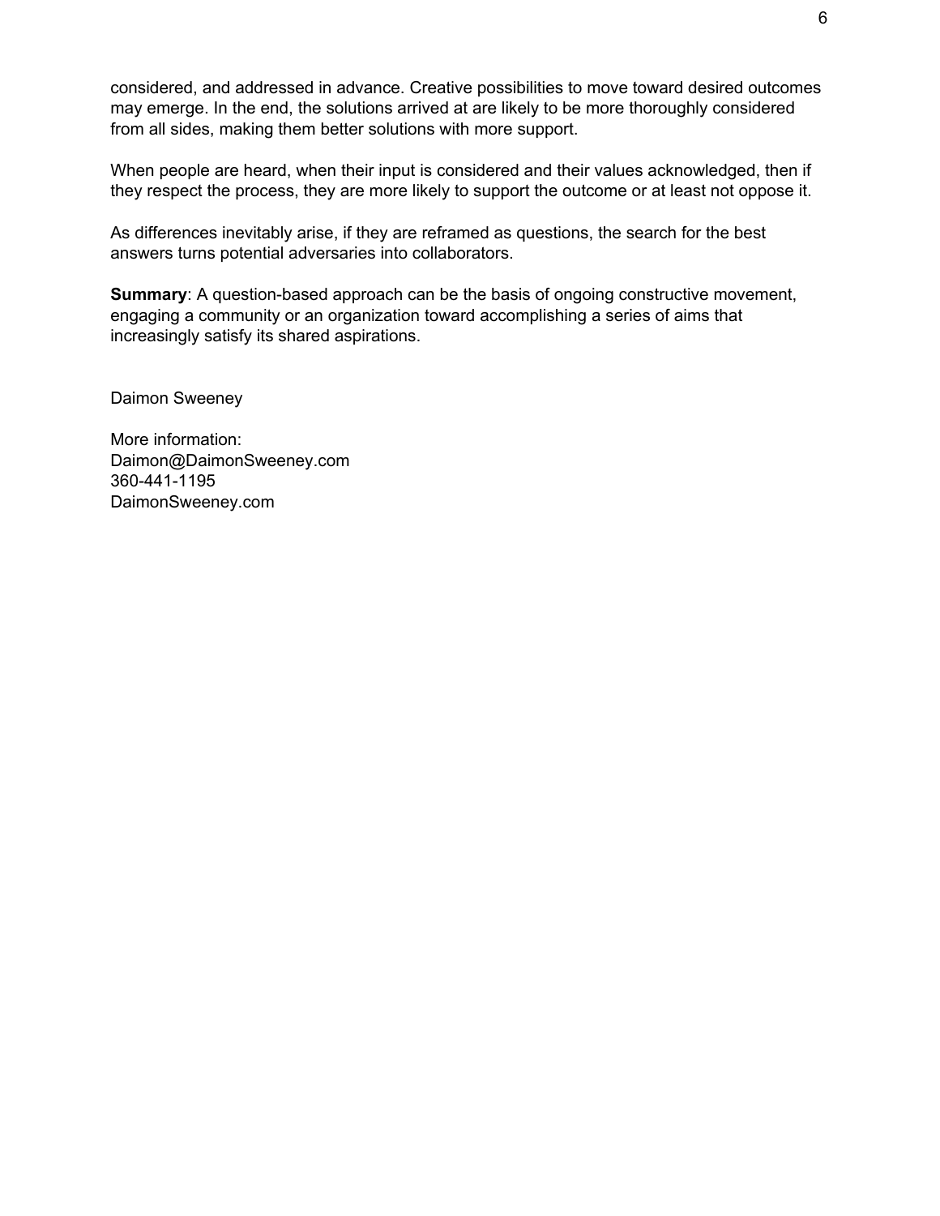considered, and addressed in advance. Creative possibilities to move toward desired outcomes may emerge. In the end, the solutions arrived at are likely to be more thoroughly considered from all sides, making them better solutions with more support.

When people are heard, when their input is considered and their values acknowledged, then if they respect the process, they are more likely to support the outcome or at least not oppose it.

As differences inevitably arise, if they are reframed as questions, the search for the best answers turns potential adversaries into collaborators.

**Summary**: A question-based approach can be the basis of ongoing constructive movement, engaging a community or an organization toward accomplishing a series of aims that increasingly satisfy its shared aspirations.

Daimon Sweeney

More information:
Daimon@DaimonSweeney.com
360-441-1195
DaimonSweeney.com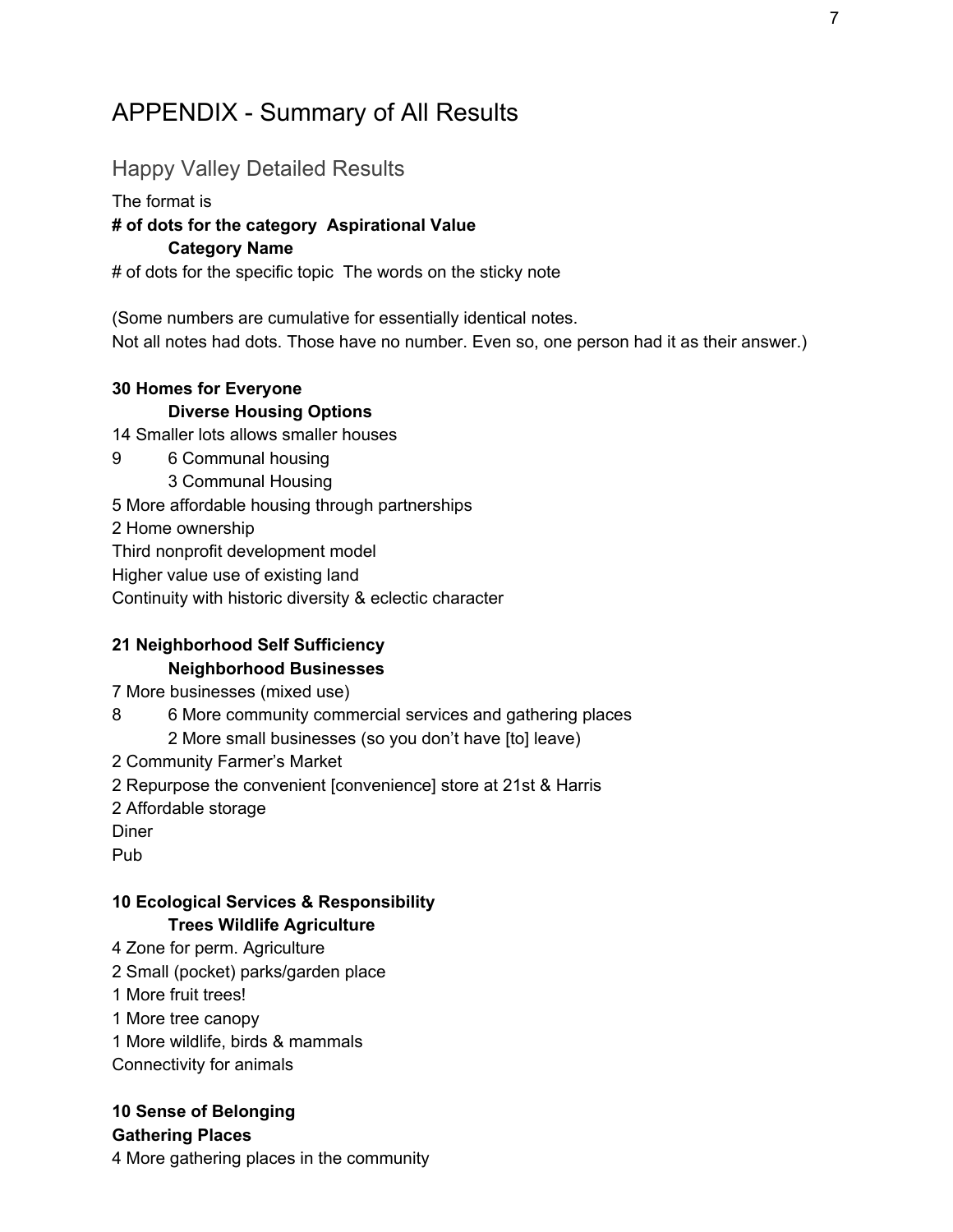# APPENDIX - Summary of All Results

## Happy Valley Detailed Results

The format is

**# of dots for the category  Aspirational Value**

**Category Name**

# of dots for the specific topic  The words on the sticky note

(Some numbers are cumulative for essentially identical notes.
Not all notes had dots. Those have no number. Even so, one person had it as their answer.)

**30 Homes for Everyone**

**Diverse Housing Options**

14 Smaller lots allows smaller houses

9 6 Communal housing

3 Communal Housing

5 More affordable housing through partnerships

2 Home ownership

Third nonprofit development model

Higher value use of existing land

Continuity with historic diversity & eclectic character

**21 Neighborhood Self Sufficiency**

**Neighborhood Businesses**

7 More businesses (mixed use)

8 6 More community commercial services and gathering places

2 More small businesses (so you don't have [to] leave)

2 Community Farmer's Market

2 Repurpose the convenient [convenience] store at 21st & Harris

2 Affordable storage

Diner

Pub

**10 Ecological Services & Responsibility**

**Trees Wildlife Agriculture**

4 Zone for perm. Agriculture

2 Small (pocket) parks/garden place

1 More fruit trees!

1 More tree canopy

1 More wildlife, birds & mammals

Connectivity for animals

**10 Sense of Belonging**

**Gathering Places**

4 More gathering places in the community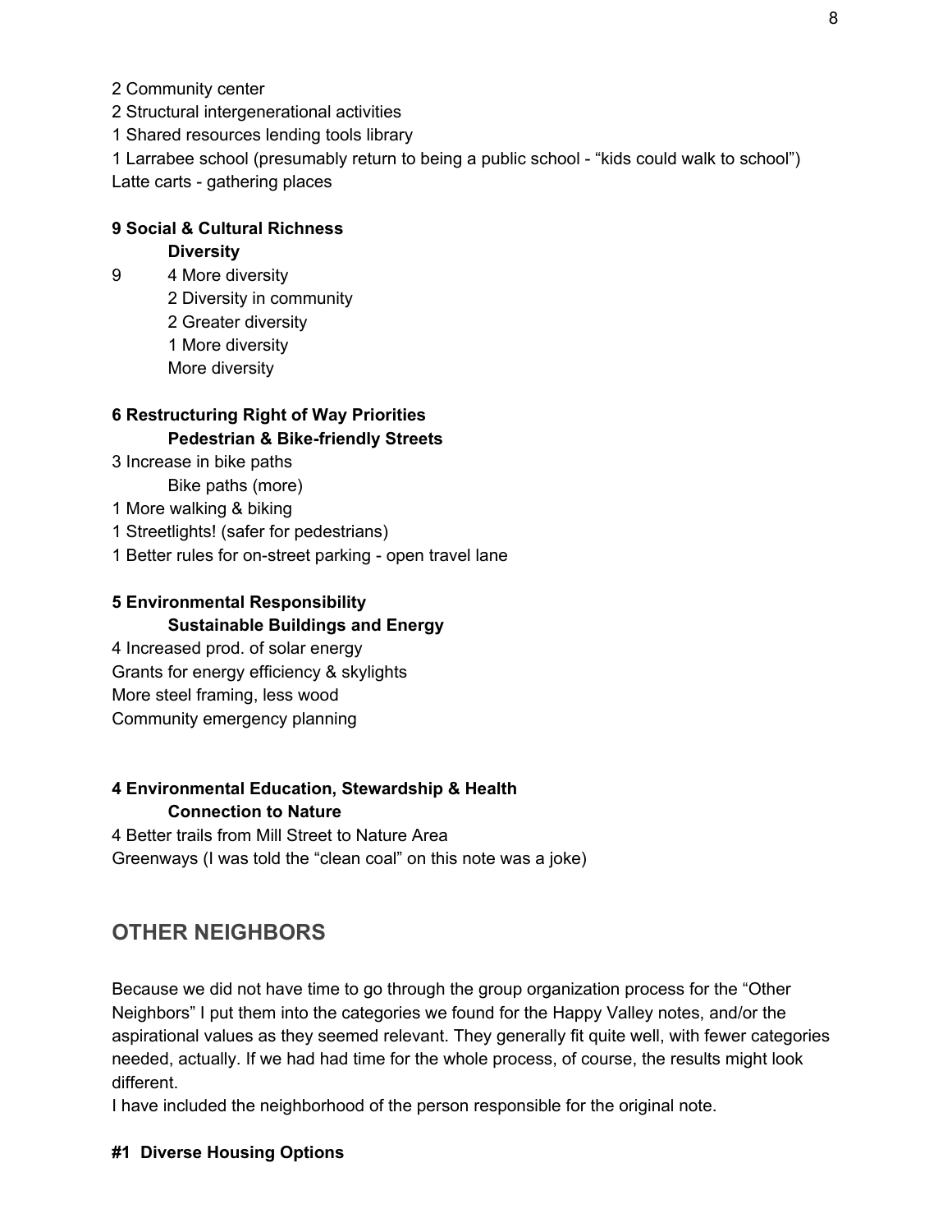2 Community center

2 Structural intergenerational activities

1 Shared resources lending tools library

1 Larrabee school (presumably return to being a public school - "kids could walk to school")

Latte carts - gathering places

**9 Social & Cultural Richness**

**Diversity**

9 4 More diversity

2 Diversity in community

2 Greater diversity

1 More diversity

More diversity

**6 Restructuring Right of Way Priorities**

**Pedestrian & Bike-friendly Streets**

3 Increase in bike paths

Bike paths (more)

1 More walking & biking

1 Streetlights! (safer for pedestrians)

1 Better rules for on-street parking - open travel lane

**5 Environmental Responsibility**

**Sustainable Buildings and Energy**

4 Increased prod. of solar energy

Grants for energy efficiency & skylights

More steel framing, less wood

Community emergency planning

**4 Environmental Education, Stewardship & Health**

**Connection to Nature**

4 Better trails from Mill Street to Nature Area

Greenways (I was told the "clean coal" on this note was a joke)

## OTHER NEIGHBORS

Because we did not have time to go through the group organization process for the "Other Neighbors" I put them into the categories we found for the Happy Valley notes, and/or the aspirational values as they seemed relevant. They generally fit quite well, with fewer categories needed, actually. If we had had time for the whole process, of course, the results might look different.

I have included the neighborhood of the person responsible for the original note.

**#1 Diverse Housing Options**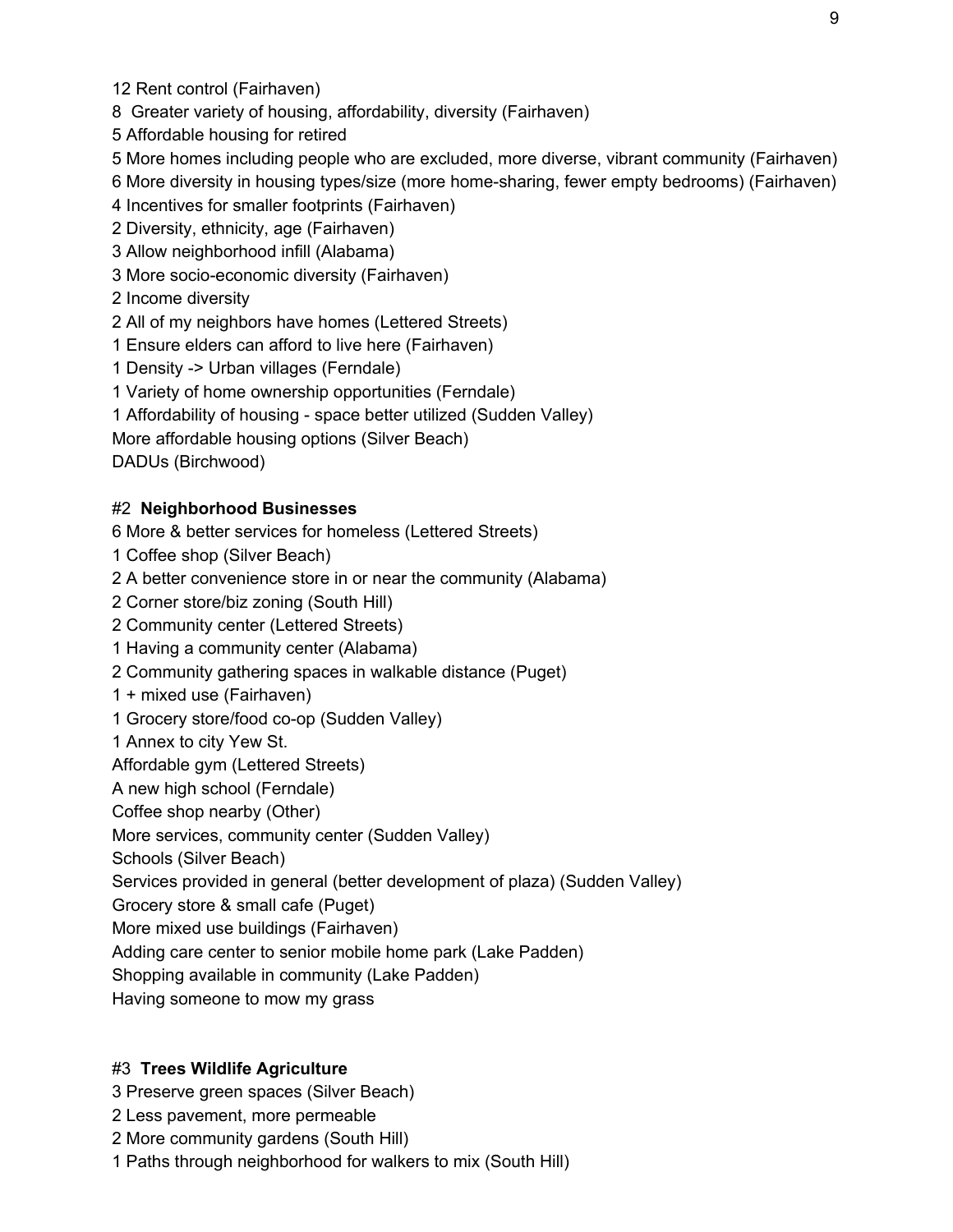12 Rent control (Fairhaven)

8 Greater variety of housing, affordability, diversity (Fairhaven)

5 Affordable housing for retired

5 More homes including people who are excluded, more diverse, vibrant community (Fairhaven)

6 More diversity in housing types/size (more home-sharing, fewer empty bedrooms) (Fairhaven)

4 Incentives for smaller footprints (Fairhaven)

2 Diversity, ethnicity, age (Fairhaven)

3 Allow neighborhood infill (Alabama)

3 More socio-economic diversity (Fairhaven)

2 Income diversity

2 All of my neighbors have homes (Lettered Streets)

1 Ensure elders can afford to live here (Fairhaven)

1 Density -> Urban villages (Ferndale)

1 Variety of home ownership opportunities (Ferndale)

1 Affordability of housing - space better utilized (Sudden Valley)

More affordable housing options (Silver Beach)

DADUs (Birchwood)

#2 **Neighborhood Businesses**

6 More & better services for homeless (Lettered Streets)

1 Coffee shop (Silver Beach)

2 A better convenience store in or near the community (Alabama)

2 Corner store/biz zoning (South Hill)

2 Community center (Lettered Streets)

1 Having a community center (Alabama)

2 Community gathering spaces in walkable distance (Puget)

1 + mixed use (Fairhaven)

1 Grocery store/food co-op (Sudden Valley)

1 Annex to city Yew St.

Affordable gym (Lettered Streets)

A new high school (Ferndale)

Coffee shop nearby (Other)

More services, community center (Sudden Valley)

Schools (Silver Beach)

Services provided in general (better development of plaza) (Sudden Valley)

Grocery store & small cafe (Puget)

More mixed use buildings (Fairhaven)

Adding care center to senior mobile home park (Lake Padden)

Shopping available in community (Lake Padden)

Having someone to mow my grass

#3 **Trees Wildlife Agriculture**

3 Preserve green spaces (Silver Beach)

2 Less pavement, more permeable

2 More community gardens (South Hill)

1 Paths through neighborhood for walkers to mix (South Hill)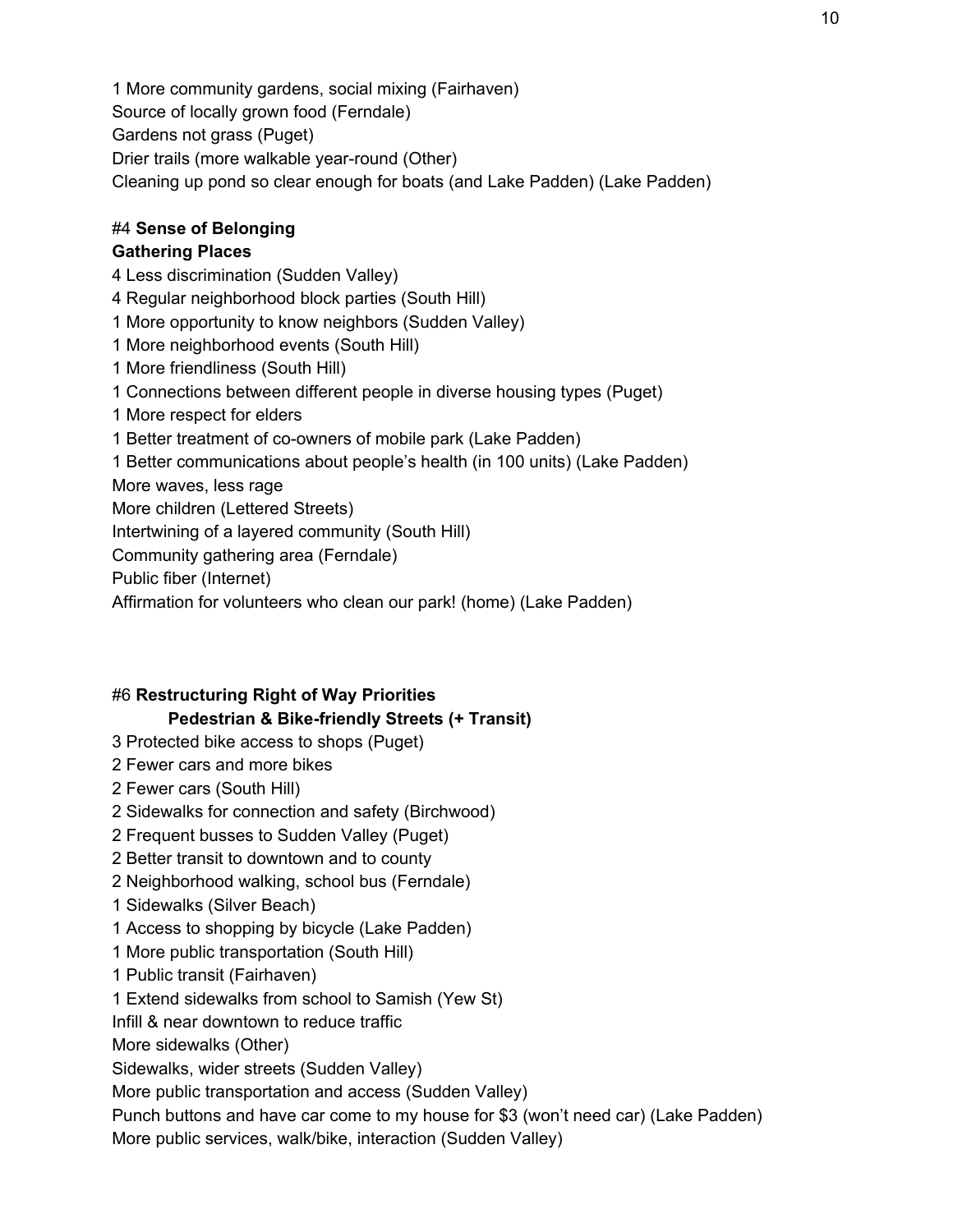1 More community gardens, social mixing (Fairhaven)
Source of locally grown food (Ferndale)
Gardens not grass (Puget)
Drier trails (more walkable year-round (Other)
Cleaning up pond so clear enough for boats (and Lake Padden) (Lake Padden)

#4 **Sense of Belonging**
**Gathering Places**

4 Less discrimination (Sudden Valley)
4 Regular neighborhood block parties (South Hill)
1 More opportunity to know neighbors (Sudden Valley)
1 More neighborhood events (South Hill)
1 More friendliness (South Hill)
1 Connections between different people in diverse housing types (Puget)
1 More respect for elders
1 Better treatment of co-owners of mobile park (Lake Padden)
1 Better communications about people's health (in 100 units) (Lake Padden)
More waves, less rage
More children (Lettered Streets)
Intertwining of a layered community (South Hill)
Community gathering area (Ferndale)
Public fiber (Internet)
Affirmation for volunteers who clean our park! (home) (Lake Padden)

#6 **Restructuring Right of Way Priorities**
**Pedestrian & Bike-friendly Streets (+ Transit)**

3 Protected bike access to shops (Puget)
2 Fewer cars and more bikes
2 Fewer cars (South Hill)
2 Sidewalks for connection and safety (Birchwood)
2 Frequent busses to Sudden Valley (Puget)
2 Better transit to downtown and to county
2 Neighborhood walking, school bus (Ferndale)
1 Sidewalks (Silver Beach)
1 Access to shopping by bicycle (Lake Padden)
1 More public transportation (South Hill)
1 Public transit (Fairhaven)
1 Extend sidewalks from school to Samish (Yew St)
Infill & near downtown to reduce traffic
More sidewalks (Other)
Sidewalks, wider streets (Sudden Valley)
More public transportation and access (Sudden Valley)
Punch buttons and have car come to my house for $3 (won't need car) (Lake Padden)
More public services, walk/bike, interaction (Sudden Valley)